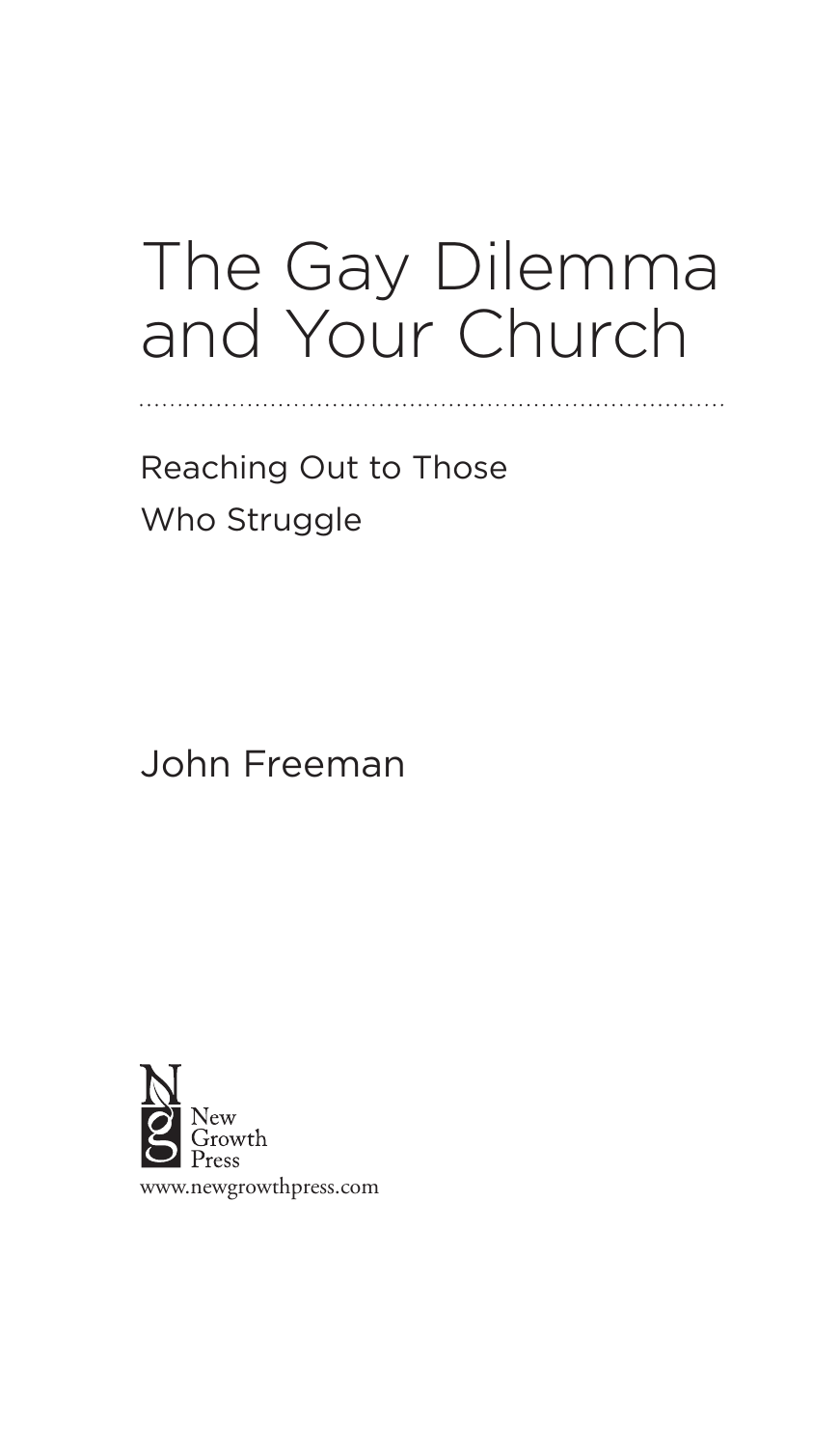# The Gay Dilemma and Your Church

## Reaching Out to Those Who Struggle

John Freeman

New Growth Press

www.newgrowthpress.com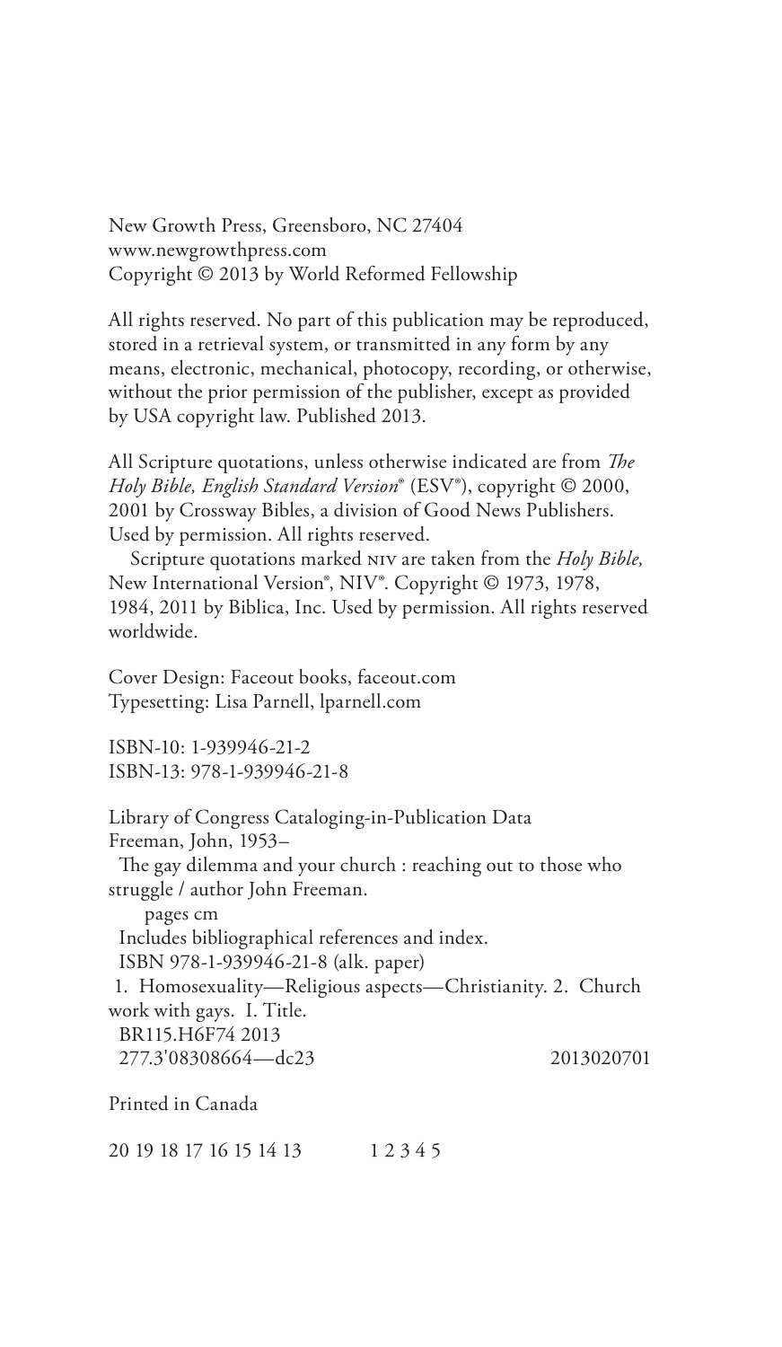New Growth Press, Greensboro, NC 27404
www.newgrowthpress.com
Copyright © 2013 by World Reformed Fellowship

All rights reserved. No part of this publication may be reproduced, stored in a retrieval system, or transmitted in any form by any means, electronic, mechanical, photocopy, recording, or otherwise, without the prior permission of the publisher, except as provided by USA copyright law. Published 2013.

All Scripture quotations, unless otherwise indicated are from *The Holy Bible, English Standard Version*® (ESV®), copyright © 2000, 2001 by Crossway Bibles, a division of Good News Publishers. Used by permission. All rights reserved.

Scripture quotations marked NIV are taken from the *Holy Bible,* New International Version®, NIV®. Copyright © 1973, 1978, 1984, 2011 by Biblica, Inc. Used by permission. All rights reserved worldwide.

Cover Design: Faceout books, faceout.com
Typesetting: Lisa Parnell, lparnell.com

ISBN-10: 1-939946-21-2
ISBN-13: 978-1-939946-21-8

Library of Congress Cataloging-in-Publication Data
Freeman, John, 1953–
The gay dilemma and your church : reaching out to those who struggle / author John Freeman.
pages cm
Includes bibliographical references and index.
ISBN 978-1-939946-21-8 (alk. paper)
1. Homosexuality—Religious aspects—Christianity. 2. Church work with gays. I. Title.
BR115.H6F74 2013
277.3'08308664—dc23 2013020701

Printed in Canada

20 19 18 17 16 15 14 13 1 2 3 4 5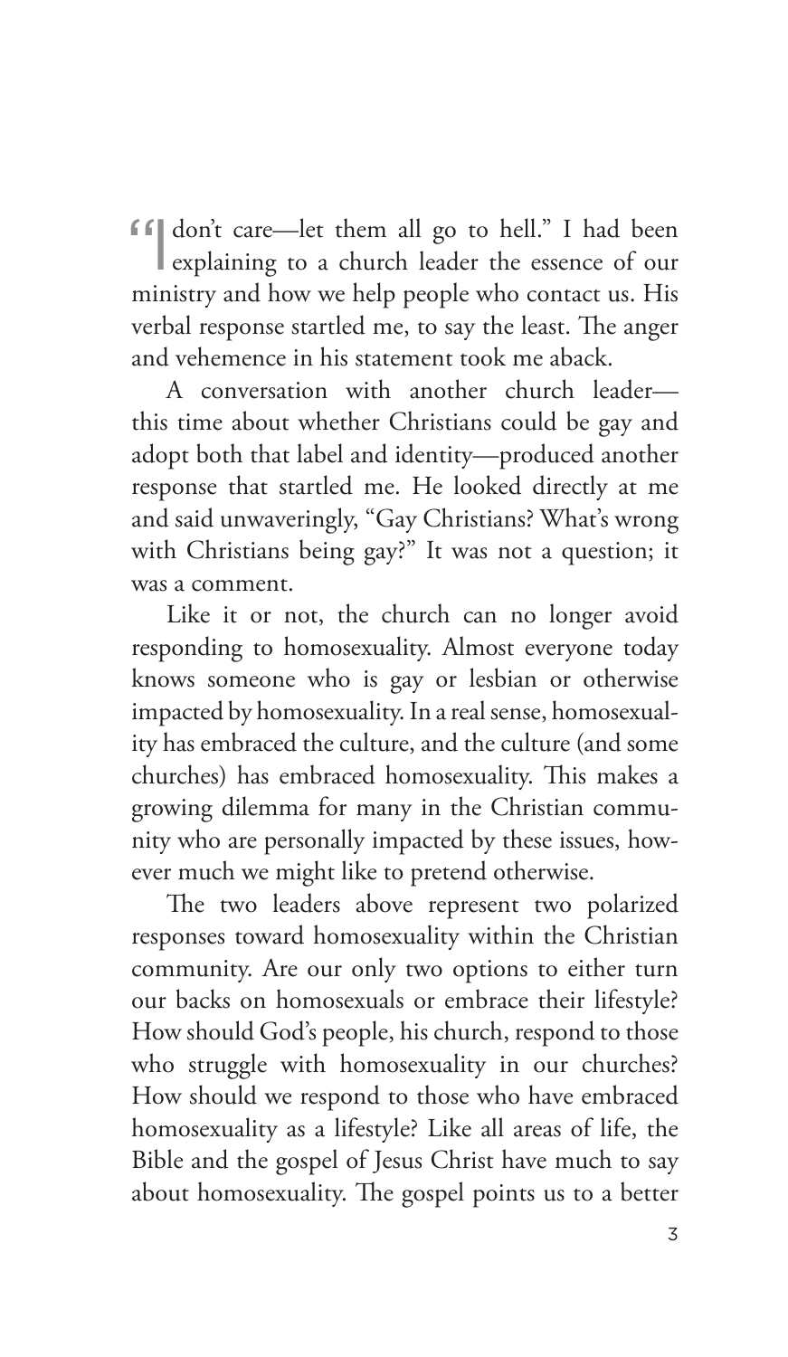"I don't care—let them all go to hell." I had been explaining to a church leader the essence of our ministry and how we help people who contact us. His verbal response startled me, to say the least. The anger and vehemence in his statement took me aback.

A conversation with another church leader—this time about whether Christians could be gay and adopt both that label and identity—produced another response that startled me. He looked directly at me and said unwaveringly, "Gay Christians? What's wrong with Christians being gay?" It was not a question; it was a comment.

Like it or not, the church can no longer avoid responding to homosexuality. Almost everyone today knows someone who is gay or lesbian or otherwise impacted by homosexuality. In a real sense, homosexuality has embraced the culture, and the culture (and some churches) has embraced homosexuality. This makes a growing dilemma for many in the Christian community who are personally impacted by these issues, however much we might like to pretend otherwise.

The two leaders above represent two polarized responses toward homosexuality within the Christian community. Are our only two options to either turn our backs on homosexuals or embrace their lifestyle? How should God's people, his church, respond to those who struggle with homosexuality in our churches? How should we respond to those who have embraced homosexuality as a lifestyle? Like all areas of life, the Bible and the gospel of Jesus Christ have much to say about homosexuality. The gospel points us to a better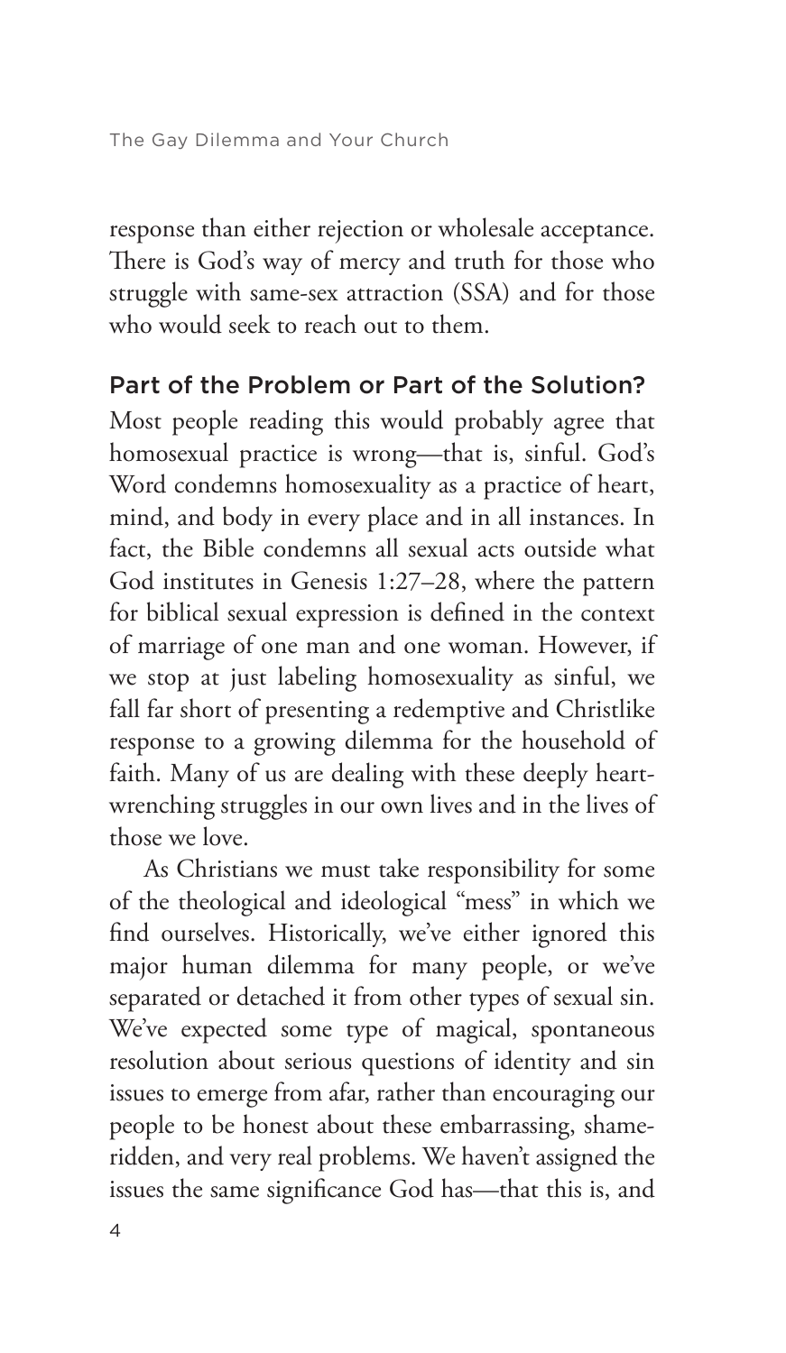response than either rejection or wholesale acceptance. There is God's way of mercy and truth for those who struggle with same-sex attraction (SSA) and for those who would seek to reach out to them.

## Part of the Problem or Part of the Solution?

Most people reading this would probably agree that homosexual practice is wrong—that is, sinful. God's Word condemns homosexuality as a practice of heart, mind, and body in every place and in all instances. In fact, the Bible condemns all sexual acts outside what God institutes in Genesis 1:27–28, where the pattern for biblical sexual expression is defined in the context of marriage of one man and one woman. However, if we stop at just labeling homosexuality as sinful, we fall far short of presenting a redemptive and Christlike response to a growing dilemma for the household of faith. Many of us are dealing with these deeply heart-wrenching struggles in our own lives and in the lives of those we love.

As Christians we must take responsibility for some of the theological and ideological "mess" in which we find ourselves. Historically, we've either ignored this major human dilemma for many people, or we've separated or detached it from other types of sexual sin. We've expected some type of magical, spontaneous resolution about serious questions of identity and sin issues to emerge from afar, rather than encouraging our people to be honest about these embarrassing, shame-ridden, and very real problems. We haven't assigned the issues the same significance God has—that this is, and